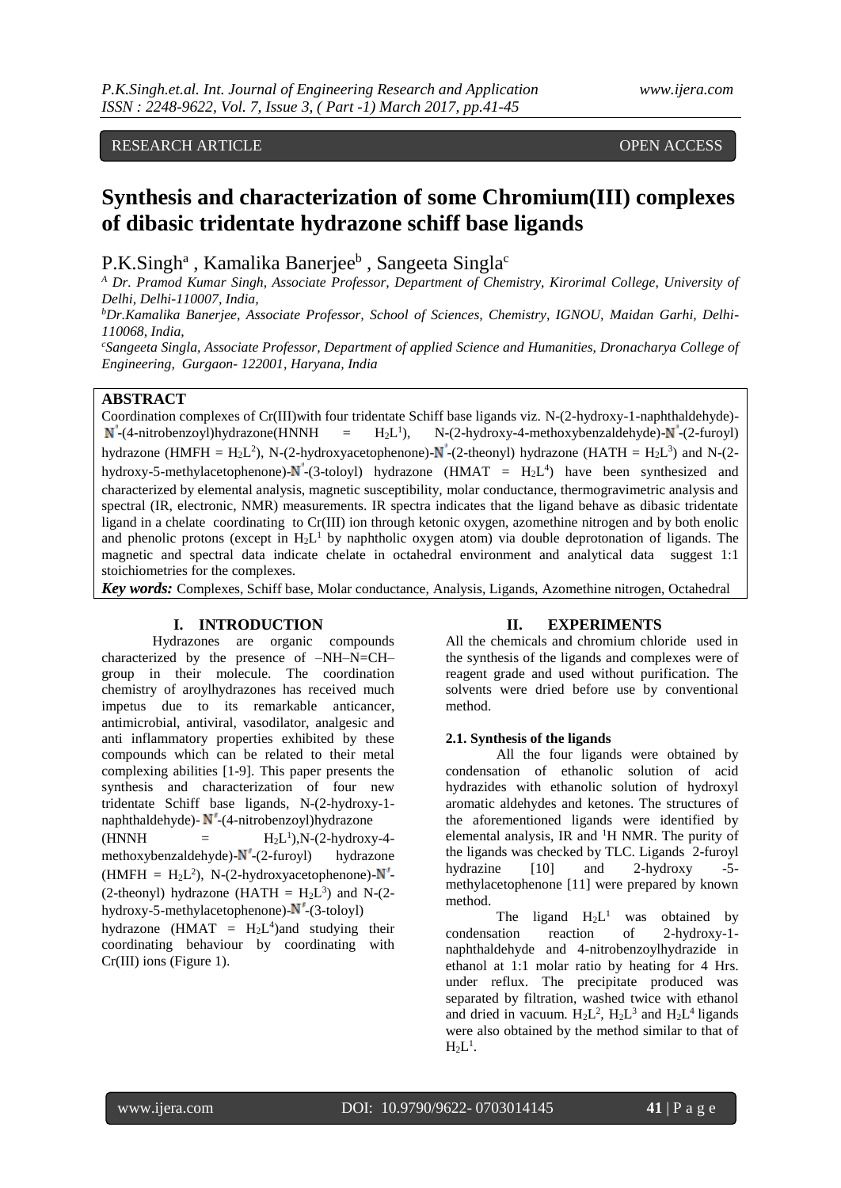RESEARCH ARTICLE OPEN ACCESS

# Synthesis and characterization of some Chromium(III) complexes of dibasic tridentate hydrazone schiff base ligands

P.K.Singh[a] , Kamalika Banerjee[b] , Sangeeta Singla[c]

[A] Dr. Pramod Kumar Singh, Associate Professor, Department of Chemistry, Kirorimal College, University of Delhi, Delhi-110007, India,

[b]Dr.Kamalika Banerjee, Associate Professor, School of Sciences, Chemistry, IGNOU, Maidan Garhi, Delhi-110068, India,

[c]Sangeeta Singla, Associate Professor, Department of applied Science and Humanities, Dronacharya College of Engineering, Gurgaon- 122001, Haryana, India

## ABSTRACT

Coordination complexes of Cr(III)with four tridentate Schiff base ligands viz. N-(2-hydroxy-1-naphthaldehyde)-N′-(4-nitrobenzoyl)hydrazone(HNNH = $H_2L^1$), N-(2-hydroxy-4-methoxybenzaldehyde)-N′-(2-furoyl) hydrazone (HMFH = $H_2L^2$), N-(2-hydroxyacetophenone)-N′-(2-theonyl) hydrazone (HATH = $H_2L^3$) and N-(2-hydroxy-5-methylacetophenone)-N′-(3-toloyl) hydrazone (HMAT = $H_2L^4$) have been synthesized and characterized by elemental analysis, magnetic susceptibility, molar conductance, thermogravimetric analysis and spectral (IR, electronic, NMR) measurements. IR spectra indicates that the ligand behave as dibasic tridentate ligand in a chelate coordinating to Cr(III) ion through ketonic oxygen, azomethine nitrogen and by both enolic and phenolic protons (except in $H_2L^1$ by naphtholic oxygen atom) via double deprotonation of ligands. The magnetic and spectral data indicate chelate in octahedral environment and analytical data suggest 1:1 stoichiometries for the complexes.

***Key words:*** Complexes, Schiff base, Molar conductance, Analysis, Ligands, Azomethine nitrogen, Octahedral

## I. INTRODUCTION

Hydrazones are organic compounds characterized by the presence of –NH–N=CH– group in their molecule. The coordination chemistry of aroylhydrazones has received much impetus due to its remarkable anticancer, antimicrobial, antiviral, vasodilator, analgesic and anti inflammatory properties exhibited by these compounds which can be related to their metal complexing abilities [1-9]. This paper presents the synthesis and characterization of four new tridentate Schiff base ligands, N-(2-hydroxy-1-naphthaldehyde)-N′-(4-nitrobenzoyl)hydrazone (HNNH = $H_2L^1$),N-(2-hydroxy-4-methoxybenzaldehyde)-N′-(2-furoyl) hydrazone (HMFH = $H_2L^2$), N-(2-hydroxyacetophenone)-N′-(2-theonyl) hydrazone (HATH = $H_2L^3$) and N-(2-hydroxy-5-methylacetophenone)-N′-(3-toloyl) hydrazone (HMAT = $H_2L^4$)and studying their coordinating behaviour by coordinating with Cr(III) ions (Figure 1).

## II. EXPERIMENTS

All the chemicals and chromium chloride used in the synthesis of the ligands and complexes were of reagent grade and used without purification. The solvents were dried before use by conventional method.

### 2.1. Synthesis of the ligands

All the four ligands were obtained by condensation of ethanolic solution of acid hydrazides with ethanolic solution of hydroxyl aromatic aldehydes and ketones. The structures of the aforementioned ligands were identified by elemental analysis, IR and [1]H NMR. The purity of the ligands was checked by TLC. Ligands 2-furoyl hydrazine [10] and 2-hydroxy -5-methylacetophenone [11] were prepared by known method.

The ligand $H_2L^1$ was obtained by condensation reaction of 2-hydroxy-1-naphthaldehyde and 4-nitrobenzoylhydrazide in ethanol at 1:1 molar ratio by heating for 4 Hrs. under reflux. The precipitate produced was separated by filtration, washed twice with ethanol and dried in vacuum. $H_2L^2$, $H_2L^3$ and $H_2L^4$ ligands were also obtained by the method similar to that of $H_2L^1$.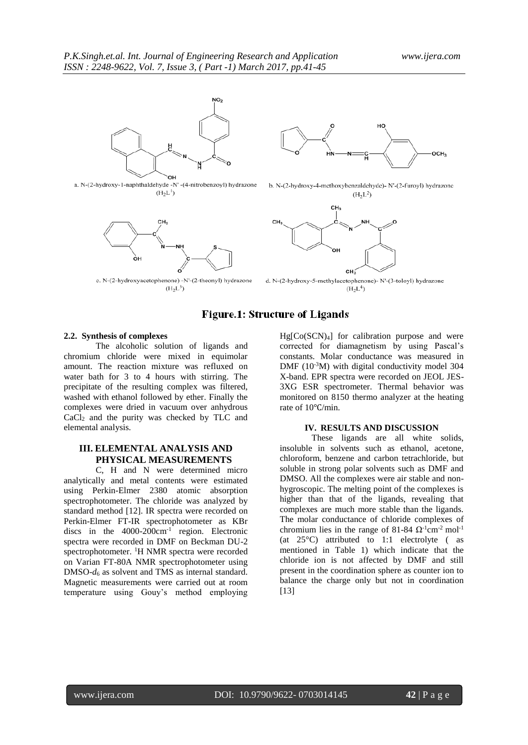a. N-(2-hydroxy-1-naphthaldehyde -N' -(4-nitrobenzoyl) hydrazone ($H_2L^1$)

b. N-(2-hydroxy-4-methoxybenzaldehyde)- N'-(2-furoyl) hydrazone ($H_2L^2$)

c. N-(2-hydroxyacetophenone) -N'-(2-theonyl) hydrazone ($H_2L^3$)

d. N-(2-hydroxy-5-methylacetophenone)- N'-(3-toloyl) hydrazone ($H_2L^4$)

**Figure.1: Structure of Ligands**

### 2.2. Synthesis of complexes

The alcoholic solution of ligands and chromium chloride were mixed in equimolar amount. The reaction mixture was refluxed on water bath for 3 to 4 hours with stirring. The precipitate of the resulting complex was filtered, washed with ethanol followed by ether. Finally the complexes were dried in vacuum over anhydrous $CaCl_2$ and the purity was checked by TLC and elemental analysis.

## III. ELEMENTAL ANALYSIS AND PHYSICAL MEASUREMENTS

C, H and N were determined micro analytically and metal contents were estimated using Perkin-Elmer 2380 atomic absorption spectrophotometer. The chloride was analyzed by standard method [12]. IR spectra were recorded on Perkin-Elmer FT-IR spectrophotometer as KBr discs in the 4000-200cm$^{-1}$ region. Electronic spectra were recorded in DMF on Beckman DU-2 spectrophotometer. $^1$H NMR spectra were recorded on Varian FT-80A NMR spectrophotometer using DMSO-$d_6$ as solvent and TMS as internal standard. Magnetic measurements were carried out at room temperature using Gouy's method employing $Hg[Co(SCN)_4]$ for calibration purpose and were corrected for diamagnetism by using Pascal's constants. Molar conductance was measured in DMF ($10^{-3}$M) with digital conductivity model 304 X-band. EPR spectra were recorded on JEOL JES-3XG ESR spectrometer. Thermal behavior was monitored on 8150 thermo analyzer at the heating rate of 10°C/min.

## IV. RESULTS AND DISCUSSION

These ligands are all white solids, insoluble in solvents such as ethanol, acetone, chloroform, benzene and carbon tetrachloride, but soluble in strong polar solvents such as DMF and DMSO. All the complexes were air stable and non-hygroscopic. The melting point of the complexes is higher than that of the ligands, revealing that complexes are much more stable than the ligands. The molar conductance of chloride complexes of chromium lies in the range of 81-84 $\Omega^{-1}$cm$^{-2}$ mol$^{-1}$ (at 25°C) attributed to 1:1 electrolyte ( as mentioned in Table 1) which indicate that the chloride ion is not affected by DMF and still present in the coordination sphere as counter ion to balance the charge only but not in coordination [13]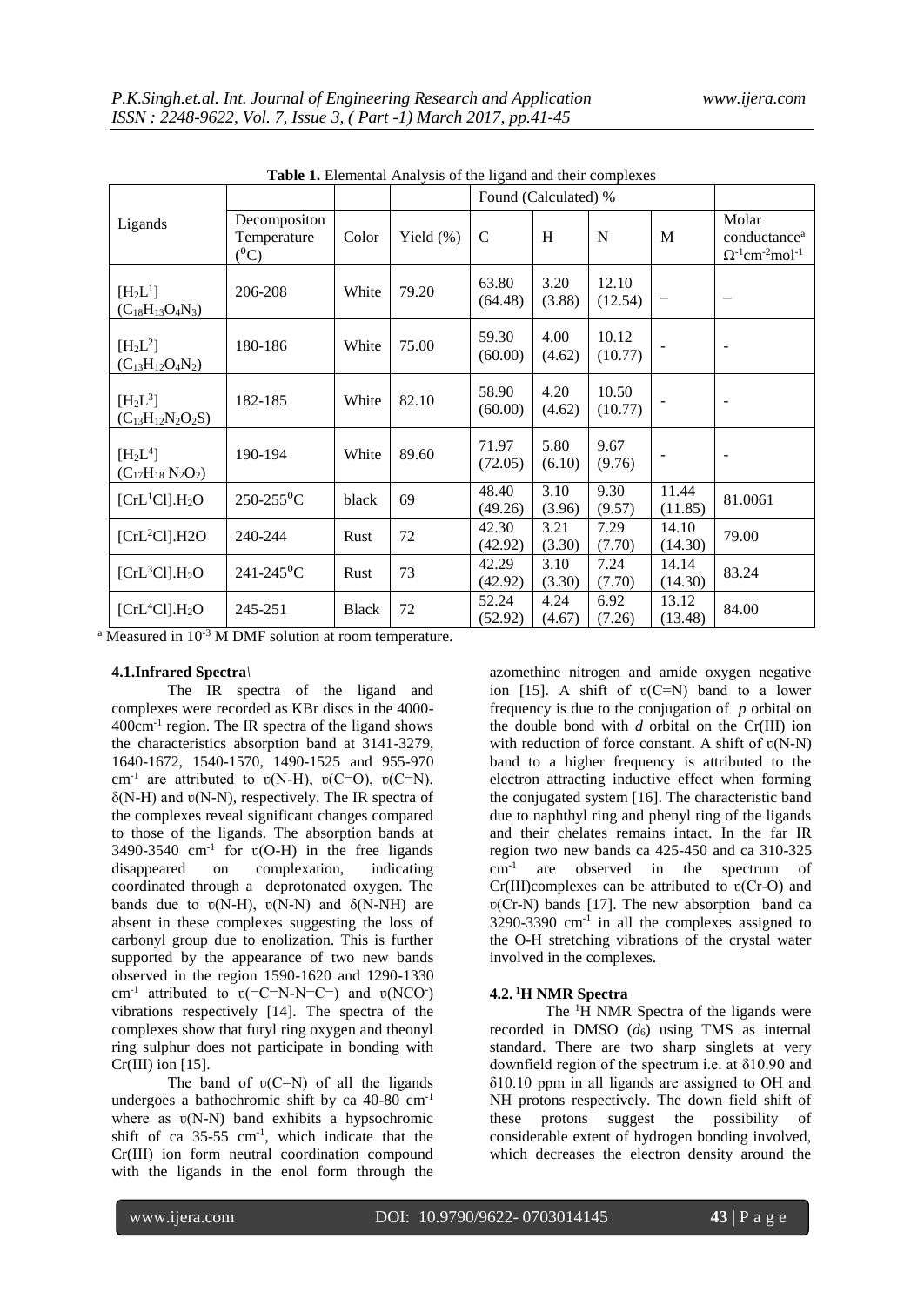**Table 1.** Elemental Analysis of the ligand and their complexes

| Ligands | Decompositon Temperature ($^0C$) | Color | Yield (%) | Found (Calculated) % | | | | Molar conductance[a] $\Omega^{-1}cm^{-2}mol^{-1}$ |
|---|---|---|---|---|---|---|---|---|
| | | | | C | H | N | M | |
| $[H_2L^1]$ ($C_{18}H_{13}O_4N_3$) | 206-208 | White | 79.20 | 63.80 (64.48) | 3.20 (3.88) | 12.10 (12.54) | – | – |
| $[H_2L^2]$ ($C_{13}H_{12}O_4N_2$) | 180-186 | White | 75.00 | 59.30 (60.00) | 4.00 (4.62) | 10.12 (10.77) | - | - |
| $[H_2L^3]$ ($C_{13}H_{12}N_2O_2S$) | 182-185 | White | 82.10 | 58.90 (60.00) | 4.20 (4.62) | 10.50 (10.77) | - | - |
| $[H_2L^4]$ ($C_{17}H_{18}N_2O_2$) | 190-194 | White | 89.60 | 71.97 (72.05) | 5.80 (6.10) | 9.67 (9.76) | - | - |
| $[CrL^1Cl].H_2O$ | 250-255$^0$C | black | 69 | 48.40 (49.26) | 3.10 (3.96) | 9.30 (9.57) | 11.44 (11.85) | 81.0061 |
| $[CrL^2Cl].H2O$ | 240-244 | Rust | 72 | 42.30 (42.92) | 3.21 (3.30) | 7.29 (7.70) | 14.10 (14.30) | 79.00 |
| $[CrL^3Cl].H_2O$ | 241-245$^0$C | Rust | 73 | 42.29 (42.92) | 3.10 (3.30) | 7.24 (7.70) | 14.14 (14.30) | 83.24 |
| $[CrL^4Cl].H_2O$ | 245-251 | Black | 72 | 52.24 (52.92) | 4.24 (4.67) | 6.92 (7.26) | 13.12 (13.48) | 84.00 |

[a] Measured in $10^{-3}$ M DMF solution at room temperature.

#### 4.1.Infrared Spectra\

The IR spectra of the ligand and complexes were recorded as KBr discs in the 4000-400cm$^{-1}$ region. The IR spectra of the ligand shows the characteristics absorption band at 3141-3279, 1640-1672, 1540-1570, 1490-1525 and 955-970 cm$^{-1}$ are attributed to υ(N-H), υ(C=O), υ(C=N), δ(N-H) and υ(N-N), respectively. The IR spectra of the complexes reveal significant changes compared to those of the ligands. The absorption bands at 3490-3540 cm$^{-1}$ for υ(O-H) in the free ligands disappeared on complexation, indicating coordinated through a deprotonated oxygen. The bands due to υ(N-H), υ(N-N) and δ(N-NH) are absent in these complexes suggesting the loss of carbonyl group due to enolization. This is further supported by the appearance of two new bands observed in the region 1590-1620 and 1290-1330 cm$^{-1}$ attributed to υ(=C=N-N=C=) and υ($NCO^-$) vibrations respectively [14]. The spectra of the complexes show that furyl ring oxygen and theonyl ring sulphur does not participate in bonding with Cr(III) ion [15].

The band of υ(C=N) of all the ligands undergoes a bathochromic shift by ca 40-80 cm$^{-1}$ where as υ(N-N) band exhibits a hypsochromic shift of ca 35-55 cm$^{-1}$, which indicate that the Cr(III) ion form neutral coordination compound with the ligands in the enol form through the azomethine nitrogen and amide oxygen negative ion [15]. A shift of υ(C=N) band to a lower frequency is due to the conjugation of *p* orbital on the double bond with *d* orbital on the Cr(III) ion with reduction of force constant. A shift of υ(N-N) band to a higher frequency is attributed to the electron attracting inductive effect when forming the conjugated system [16]. The characteristic band due to naphthyl ring and phenyl ring of the ligands and their chelates remains intact. In the far IR region two new bands ca 425-450 and ca 310-325 cm$^{-1}$ are observed in the spectrum of Cr(III)complexes can be attributed to υ(Cr-O) and υ(Cr-N) bands [17]. The new absorption band ca 3290-3390 cm$^{-1}$ in all the complexes assigned to the O-H stretching vibrations of the crystal water involved in the complexes.

#### 4.2. $^1$H NMR Spectra

The $^1$H NMR Spectra of the ligands were recorded in DMSO ($d_6$) using TMS as internal standard. There are two sharp singlets at very downfield region of the spectrum i.e. at δ10.90 and δ10.10 ppm in all ligands are assigned to OH and NH protons respectively. The down field shift of these protons suggest the possibility of considerable extent of hydrogen bonding involved, which decreases the electron density around the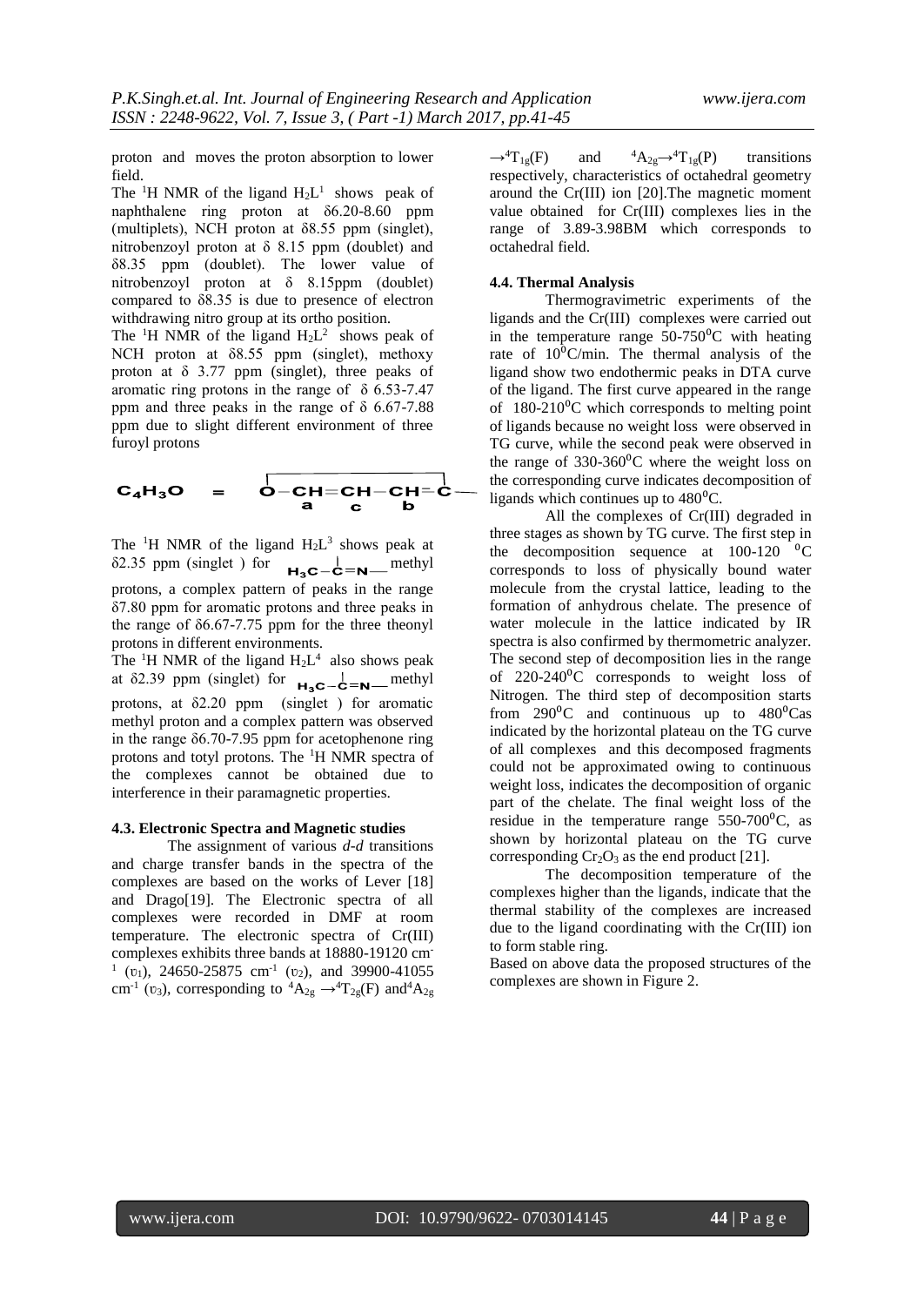proton and moves the proton absorption to lower field.

The $^1H$ NMR of the ligand $H_2L^1$ shows peak of naphthalene ring proton at δ6.20-8.60 ppm (multiplets), NCH proton at δ8.55 ppm (singlet), nitrobenzoyl proton at δ 8.15 ppm (doublet) and δ8.35 ppm (doublet). The lower value of nitrobenzoyl proton at δ 8.15ppm (doublet) compared to δ8.35 is due to presence of electron withdrawing nitro group at its ortho position.

The $^1H$ NMR of the ligand $H_2L^2$ shows peak of NCH proton at δ8.55 ppm (singlet), methoxy proton at δ 3.77 ppm (singlet), three peaks of aromatic ring protons in the range of δ 6.53-7.47 ppm and three peaks in the range of δ 6.67-7.88 ppm due to slight different environment of three furoyl protons

$$C_4H_3O \quad = \quad \underset{\phantom{a}}{O}-\underset{a}{CH}=\underset{c}{CH}-\underset{b}{CH}=C-$$

The $^1H$ NMR of the ligand $H_2L^3$ shows peak at δ2.35 ppm (singlet ) for $H_3C-\overset{|}{C}=N-$ methyl protons, a complex pattern of peaks in the range δ7.80 ppm for aromatic protons and three peaks in the range of δ6.67-7.75 ppm for the three theonyl protons in different environments.

The $^1H$ NMR of the ligand $H_2L^4$ also shows peak at δ2.39 ppm (singlet) for $H_3C-\overset{|}{C}=N-$ methyl protons, at δ2.20 ppm (singlet ) for aromatic methyl proton and a complex pattern was observed in the range δ6.70-7.95 ppm for acetophenone ring protons and totyl protons. The $^1H$ NMR spectra of the complexes cannot be obtained due to interference in their paramagnetic properties.

### 4.3. Electronic Spectra and Magnetic studies

The assignment of various *d-d* transitions and charge transfer bands in the spectra of the complexes are based on the works of Lever [18] and Drago[19]. The Electronic spectra of all complexes were recorded in DMF at room temperature. The electronic spectra of Cr(III) complexes exhibits three bands at 18880-19120 $cm^{-1}$ ($\upsilon_1$), 24650-25875 $cm^{-1}$ ($\upsilon_2$), and 39900-41055 $cm^{-1}$ ($\upsilon_3$), corresponding to $^4A_{2g} \rightarrow {}^4T_{2g}(F)$ and $^4A_{2g} \rightarrow {}^4T_{1g}(F)$ and $^4A_{2g} \rightarrow {}^4T_{1g}(P)$ transitions respectively, characteristics of octahedral geometry around the Cr(III) ion [20].The magnetic moment value obtained for Cr(III) complexes lies in the range of 3.89-3.98BM which corresponds to octahedral field.

### 4.4. Thermal Analysis

Thermogravimetric experiments of the ligands and the Cr(III) complexes were carried out in the temperature range 50-750$^0$C with heating rate of 10$^0$C/min. The thermal analysis of the ligand show two endothermic peaks in DTA curve of the ligand. The first curve appeared in the range of 180-210$^0$C which corresponds to melting point of ligands because no weight loss were observed in TG curve, while the second peak were observed in the range of 330-360$^0$C where the weight loss on the corresponding curve indicates decomposition of ligands which continues up to 480$^0$C.

All the complexes of Cr(III) degraded in three stages as shown by TG curve. The first step in the decomposition sequence at 100-120 $^0$C corresponds to loss of physically bound water molecule from the crystal lattice, leading to the formation of anhydrous chelate. The presence of water molecule in the lattice indicated by IR spectra is also confirmed by thermometric analyzer. The second step of decomposition lies in the range of 220-240$^0$C corresponds to weight loss of Nitrogen. The third step of decomposition starts from 290$^0$C and continuous up to 480$^0$Cas indicated by the horizontal plateau on the TG curve of all complexes and this decomposed fragments could not be approximated owing to continuous weight loss, indicates the decomposition of organic part of the chelate. The final weight loss of the residue in the temperature range 550-700$^0$C, as shown by horizontal plateau on the TG curve corresponding $Cr_2O_3$ as the end product [21].

The decomposition temperature of the complexes higher than the ligands, indicate that the thermal stability of the complexes are increased due to the ligand coordinating with the Cr(III) ion to form stable ring.

Based on above data the proposed structures of the complexes are shown in Figure 2.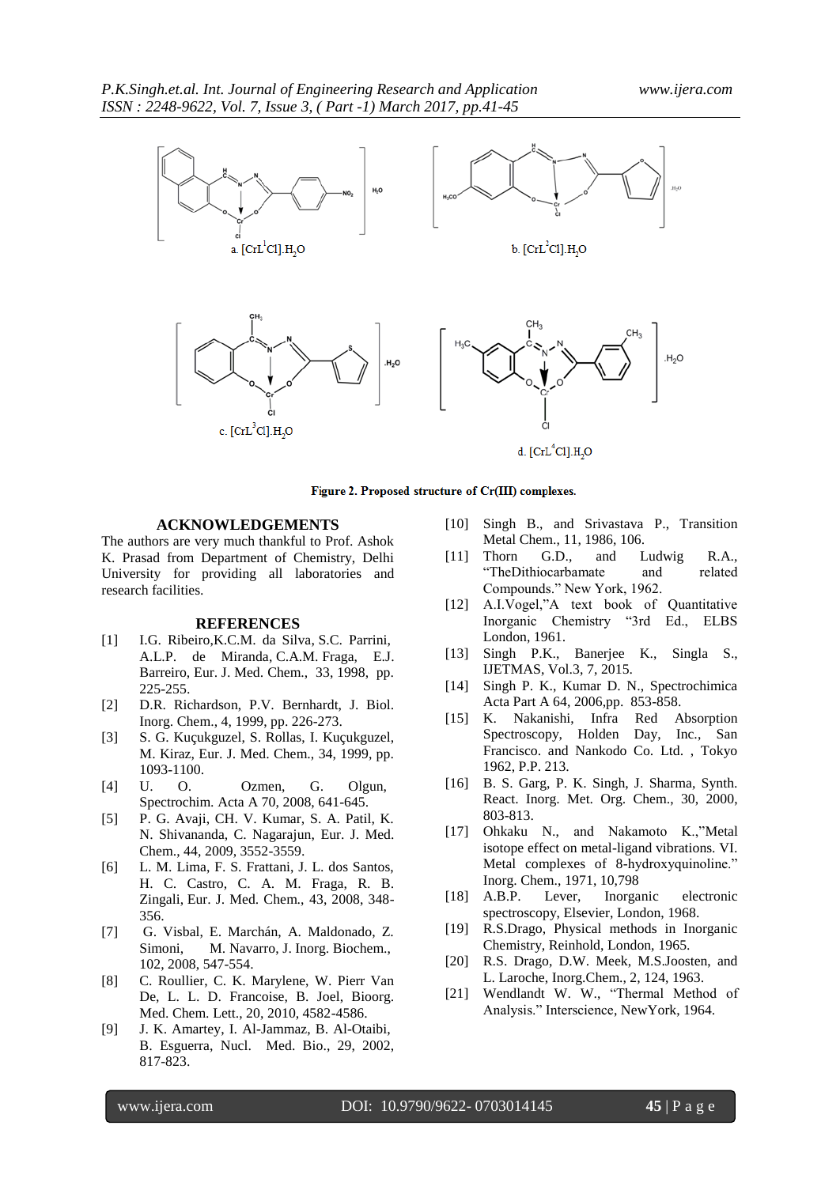a. $[CrL^1Cl].H_2O$

b. $[CrL^2Cl].H_2O$

c. $[CrL^3Cl].H_2O$

d. $[CrL^4Cl].H_2O$

**Figure 2. Proposed structure of Cr(III) complexes.**

## ACKNOWLEDGEMENTS

The authors are very much thankful to Prof. Ashok K. Prasad from Department of Chemistry, Delhi University for providing all laboratories and research facilities.

## REFERENCES

[1] I.G. Ribeiro,K.C.M. da Silva, S.C. Parrini, A.L.P. de Miranda, C.A.M. Fraga, E.J. Barreiro, Eur. J. Med. Chem., 33, 1998, pp. 225-255.

[2] D.R. Richardson, P.V. Bernhardt, J. Biol. Inorg. Chem., 4, 1999, pp. 226-273.

[3] S. G. Kuçukguzel, S. Rollas, I. Kuçukguzel, M. Kiraz, Eur. J. Med. Chem., 34, 1999, pp. 1093-1100.

[4] U. O. Ozmen, G. Olgun, Spectrochim. Acta A 70, 2008, 641-645.

[5] P. G. Avaji, CH. V. Kumar, S. A. Patil, K. N. Shivananda, C. Nagarajun, Eur. J. Med. Chem., 44, 2009, 3552-3559.

[6] L. M. Lima, F. S. Frattani, J. L. dos Santos, H. C. Castro, C. A. M. Fraga, R. B. Zingali, Eur. J. Med. Chem., 43, 2008, 348-356.

[7] G. Visbal, E. Marchán, A. Maldonado, Z. Simoni, M. Navarro, J. Inorg. Biochem., 102, 2008, 547-554.

[8] C. Roullier, C. K. Marylene, W. Pierr Van De, L. L. D. Francoise, B. Joel, Bioorg. Med. Chem. Lett., 20, 2010, 4582-4586.

[9] J. K. Amartey, I. Al-Jammaz, B. Al-Otaibi, B. Esguerra, Nucl. Med. Bio., 29, 2002, 817-823.

[10] Singh B., and Srivastava P., Transition Metal Chem., 11, 1986, 106.

[11] Thorn G.D., and Ludwig R.A., "TheDithiocarbamate and related Compounds." New York, 1962.

[12] A.I.Vogel,"A text book of Quantitative Inorganic Chemistry "3rd Ed., ELBS London, 1961.

[13] Singh P.K., Banerjee K., Singla S., IJETMAS, Vol.3, 7, 2015.

[14] Singh P. K., Kumar D. N., Spectrochimica Acta Part A 64, 2006,pp. 853-858.

[15] K. Nakanishi, Infra Red Absorption Spectroscopy, Holden Day, Inc., San Francisco. and Nankodo Co. Ltd. , Tokyo 1962, P.P. 213.

[16] B. S. Garg, P. K. Singh, J. Sharma, Synth. React. Inorg. Met. Org. Chem., 30, 2000, 803-813.

[17] Ohkaku N., and Nakamoto K.,"Metal isotope effect on metal-ligand vibrations. VI. Metal complexes of 8-hydroxyquinoline." Inorg. Chem., 1971, 10,798

[18] A.B.P. Lever, Inorganic electronic spectroscopy, Elsevier, London, 1968.

[19] R.S.Drago, Physical methods in Inorganic Chemistry, Reinhold, London, 1965.

[20] R.S. Drago, D.W. Meek, M.S.Joosten, and L. Laroche, Inorg.Chem., 2, 124, 1963.

[21] Wendlandt W. W., "Thermal Method of Analysis." Interscience, NewYork, 1964.